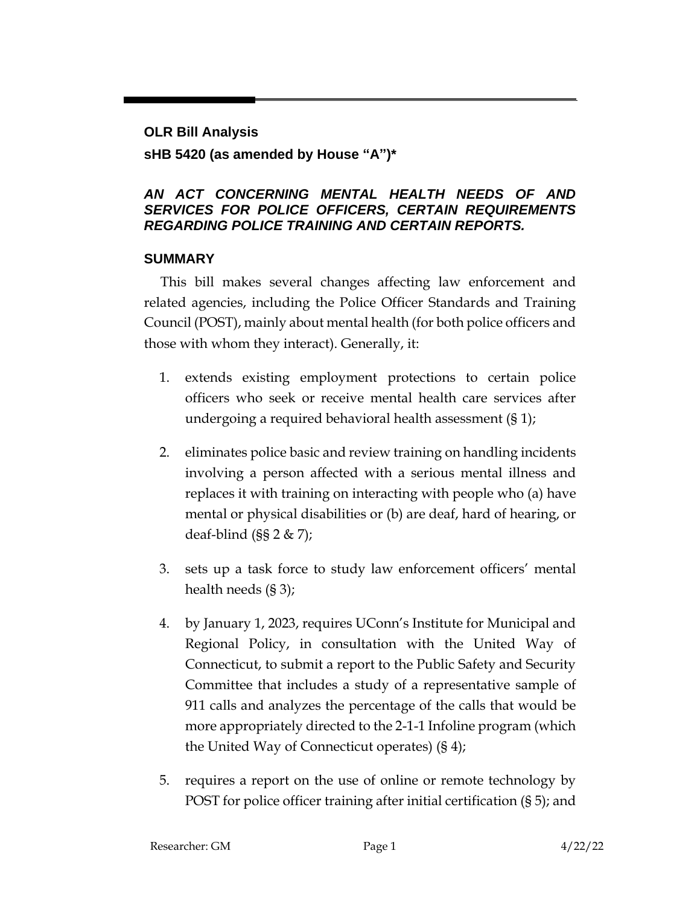## OLR Bill Analysis

## sHB 5420 (as amended by House "A")*

***AN ACT CONCERNING MENTAL HEALTH NEEDS OF AND SERVICES FOR POLICE OFFICERS, CERTAIN REQUIREMENTS REGARDING POLICE TRAINING AND CERTAIN REPORTS.***

### SUMMARY

This bill makes several changes affecting law enforcement and related agencies, including the Police Officer Standards and Training Council (POST), mainly about mental health (for both police officers and those with whom they interact). Generally, it:

1. extends existing employment protections to certain police officers who seek or receive mental health care services after undergoing a required behavioral health assessment (§ 1);

2. eliminates police basic and review training on handling incidents involving a person affected with a serious mental illness and replaces it with training on interacting with people who (a) have mental or physical disabilities or (b) are deaf, hard of hearing, or deaf-blind (§§ 2 & 7);

3. sets up a task force to study law enforcement officers' mental health needs (§ 3);

4. by January 1, 2023, requires UConn's Institute for Municipal and Regional Policy, in consultation with the United Way of Connecticut, to submit a report to the Public Safety and Security Committee that includes a study of a representative sample of 911 calls and analyzes the percentage of the calls that would be more appropriately directed to the 2-1-1 Infoline program (which the United Way of Connecticut operates) (§ 4);

5. requires a report on the use of online or remote technology by POST for police officer training after initial certification (§ 5); and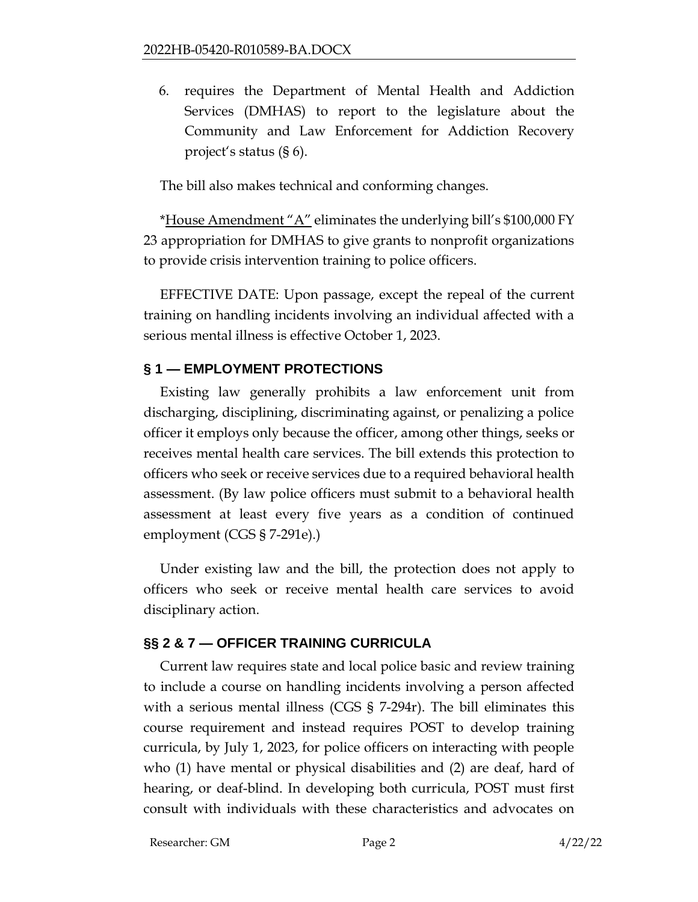6. requires the Department of Mental Health and Addiction Services (DMHAS) to report to the legislature about the Community and Law Enforcement for Addiction Recovery project's status (§ 6).

The bill also makes technical and conforming changes.

*House Amendment "A" eliminates the underlying bill's $100,000 FY 23 appropriation for DMHAS to give grants to nonprofit organizations to provide crisis intervention training to police officers.

EFFECTIVE DATE: Upon passage, except the repeal of the current training on handling incidents involving an individual affected with a serious mental illness is effective October 1, 2023.

## § 1 — EMPLOYMENT PROTECTIONS

Existing law generally prohibits a law enforcement unit from discharging, disciplining, discriminating against, or penalizing a police officer it employs only because the officer, among other things, seeks or receives mental health care services. The bill extends this protection to officers who seek or receive services due to a required behavioral health assessment. (By law police officers must submit to a behavioral health assessment at least every five years as a condition of continued employment (CGS § 7-291e).)

Under existing law and the bill, the protection does not apply to officers who seek or receive mental health care services to avoid disciplinary action.

## §§ 2 & 7 — OFFICER TRAINING CURRICULA

Current law requires state and local police basic and review training to include a course on handling incidents involving a person affected with a serious mental illness (CGS § 7-294r). The bill eliminates this course requirement and instead requires POST to develop training curricula, by July 1, 2023, for police officers on interacting with people who (1) have mental or physical disabilities and (2) are deaf, hard of hearing, or deaf-blind. In developing both curricula, POST must first consult with individuals with these characteristics and advocates on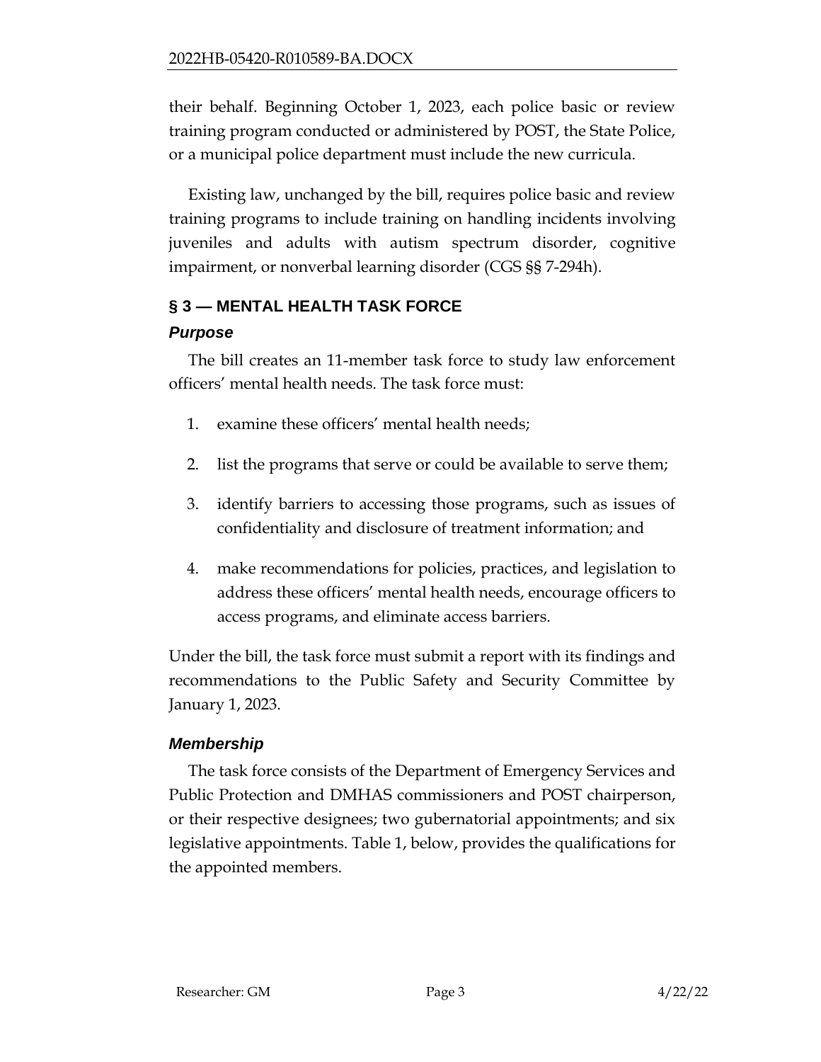their behalf. Beginning October 1, 2023, each police basic or review training program conducted or administered by POST, the State Police, or a municipal police department must include the new curricula.

Existing law, unchanged by the bill, requires police basic and review training programs to include training on handling incidents involving juveniles and adults with autism spectrum disorder, cognitive impairment, or nonverbal learning disorder (CGS §§ 7-294h).

## § 3 — MENTAL HEALTH TASK FORCE

### *Purpose*

The bill creates an 11-member task force to study law enforcement officers' mental health needs. The task force must:

1. examine these officers' mental health needs;
2. list the programs that serve or could be available to serve them;
3. identify barriers to accessing those programs, such as issues of confidentiality and disclosure of treatment information; and
4. make recommendations for policies, practices, and legislation to address these officers' mental health needs, encourage officers to access programs, and eliminate access barriers.

Under the bill, the task force must submit a report with its findings and recommendations to the Public Safety and Security Committee by January 1, 2023.

### *Membership*

The task force consists of the Department of Emergency Services and Public Protection and DMHAS commissioners and POST chairperson, or their respective designees; two gubernatorial appointments; and six legislative appointments. Table 1, below, provides the qualifications for the appointed members.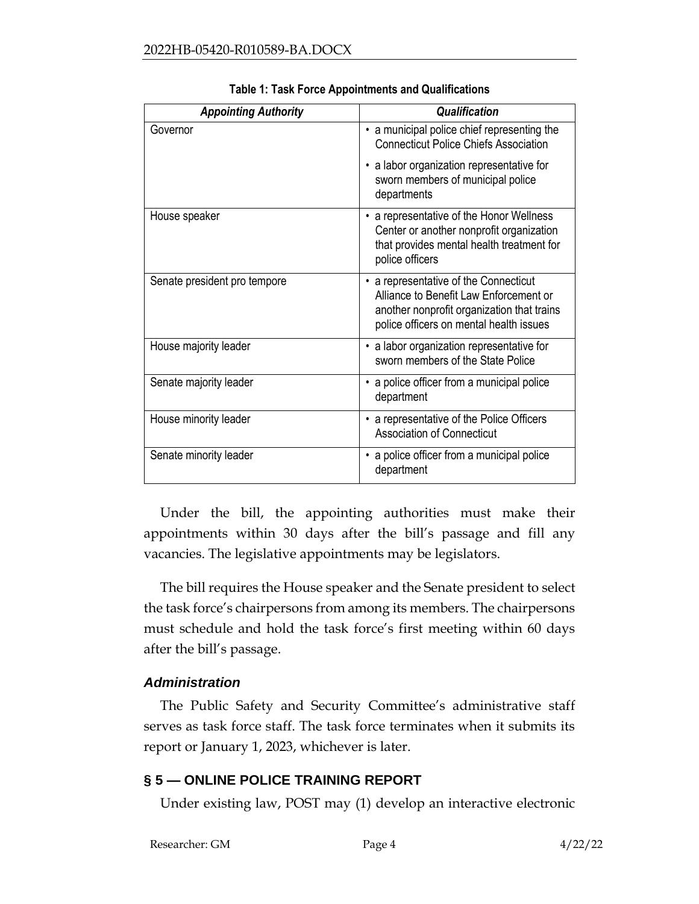**Table 1: Task Force Appointments and Qualifications**

| *Appointing Authority* | *Qualification* |
|---|---|
| Governor | • a municipal police chief representing the Connecticut Police Chiefs Association<br>• a labor organization representative for sworn members of municipal police departments |
| House speaker | • a representative of the Honor Wellness Center or another nonprofit organization that provides mental health treatment for police officers |
| Senate president pro tempore | • a representative of the Connecticut Alliance to Benefit Law Enforcement or another nonprofit organization that trains police officers on mental health issues |
| House majority leader | • a labor organization representative for sworn members of the State Police |
| Senate majority leader | • a police officer from a municipal police department |
| House minority leader | • a representative of the Police Officers Association of Connecticut |
| Senate minority leader | • a police officer from a municipal police department |

Under the bill, the appointing authorities must make their appointments within 30 days after the bill's passage and fill any vacancies. The legislative appointments may be legislators.

The bill requires the House speaker and the Senate president to select the task force's chairpersons from among its members. The chairpersons must schedule and hold the task force's first meeting within 60 days after the bill's passage.

### *Administration*

The Public Safety and Security Committee's administrative staff serves as task force staff. The task force terminates when it submits its report or January 1, 2023, whichever is later.

## § 5 — ONLINE POLICE TRAINING REPORT

Under existing law, POST may (1) develop an interactive electronic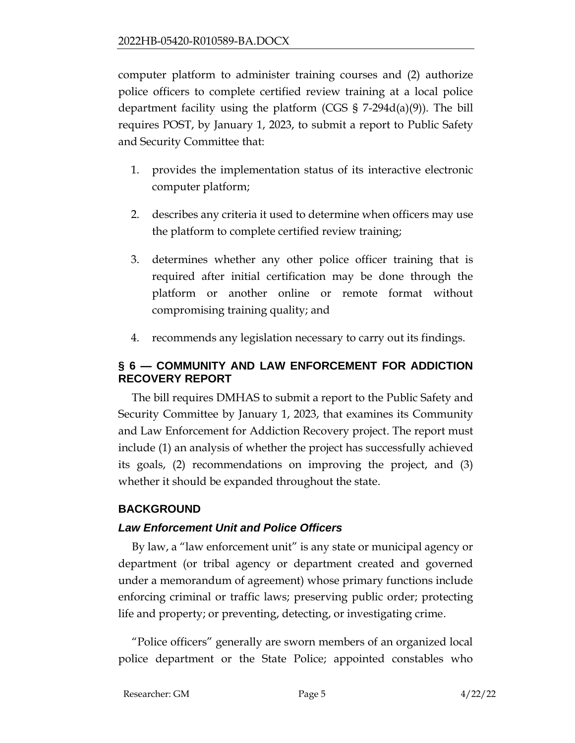computer platform to administer training courses and (2) authorize police officers to complete certified review training at a local police department facility using the platform (CGS § 7-294d(a)(9)). The bill requires POST, by January 1, 2023, to submit a report to Public Safety and Security Committee that:

1. provides the implementation status of its interactive electronic computer platform;
2. describes any criteria it used to determine when officers may use the platform to complete certified review training;
3. determines whether any other police officer training that is required after initial certification may be done through the platform or another online or remote format without compromising training quality; and
4. recommends any legislation necessary to carry out its findings.

## § 6 — COMMUNITY AND LAW ENFORCEMENT FOR ADDICTION RECOVERY REPORT

The bill requires DMHAS to submit a report to the Public Safety and Security Committee by January 1, 2023, that examines its Community and Law Enforcement for Addiction Recovery project. The report must include (1) an analysis of whether the project has successfully achieved its goals, (2) recommendations on improving the project, and (3) whether it should be expanded throughout the state.

## BACKGROUND

### *Law Enforcement Unit and Police Officers*

By law, a "law enforcement unit" is any state or municipal agency or department (or tribal agency or department created and governed under a memorandum of agreement) whose primary functions include enforcing criminal or traffic laws; preserving public order; protecting life and property; or preventing, detecting, or investigating crime.

"Police officers" generally are sworn members of an organized local police department or the State Police; appointed constables who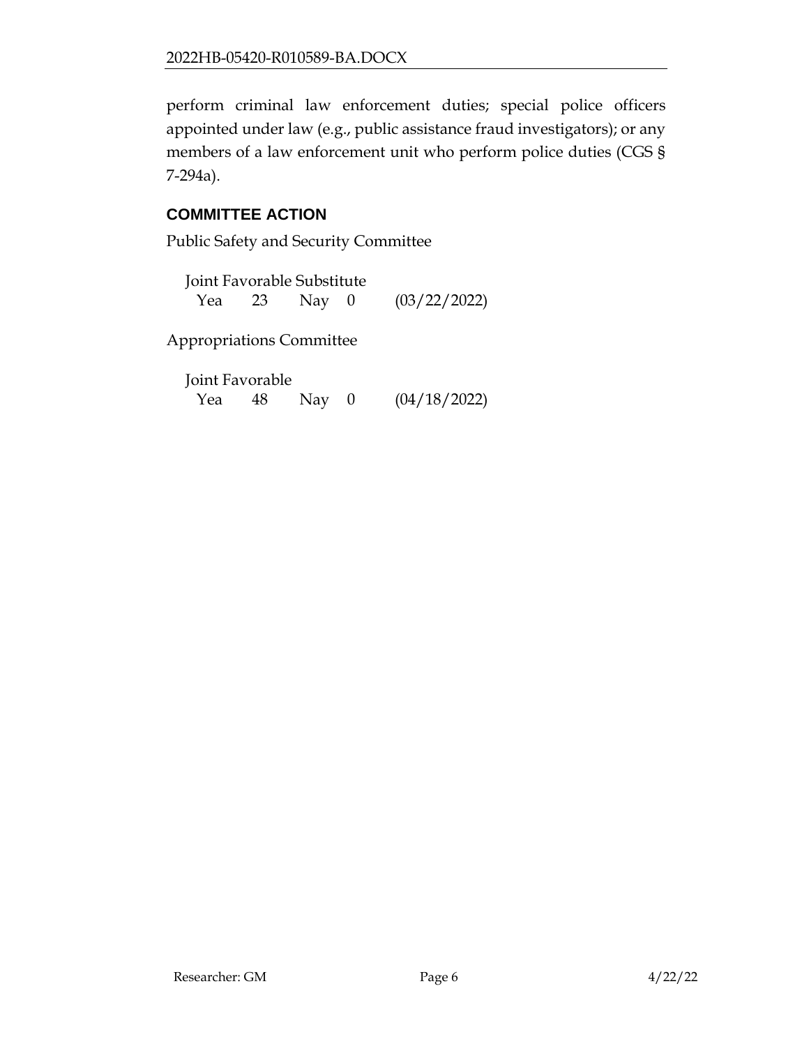perform criminal law enforcement duties; special police officers appointed under law (e.g., public assistance fraud investigators); or any members of a law enforcement unit who perform police duties (CGS § 7-294a).

## COMMITTEE ACTION

Public Safety and Security Committee

| | | | | |
|---|---|---|---|---|
| Joint Favorable Substitute | | | | |
| Yea | 23 | Nay | 0 | (03/22/2022) |

Appropriations Committee

| | | | | |
|---|---|---|---|---|
| Joint Favorable | | | | |
| Yea | 48 | Nay | 0 | (04/18/2022) |